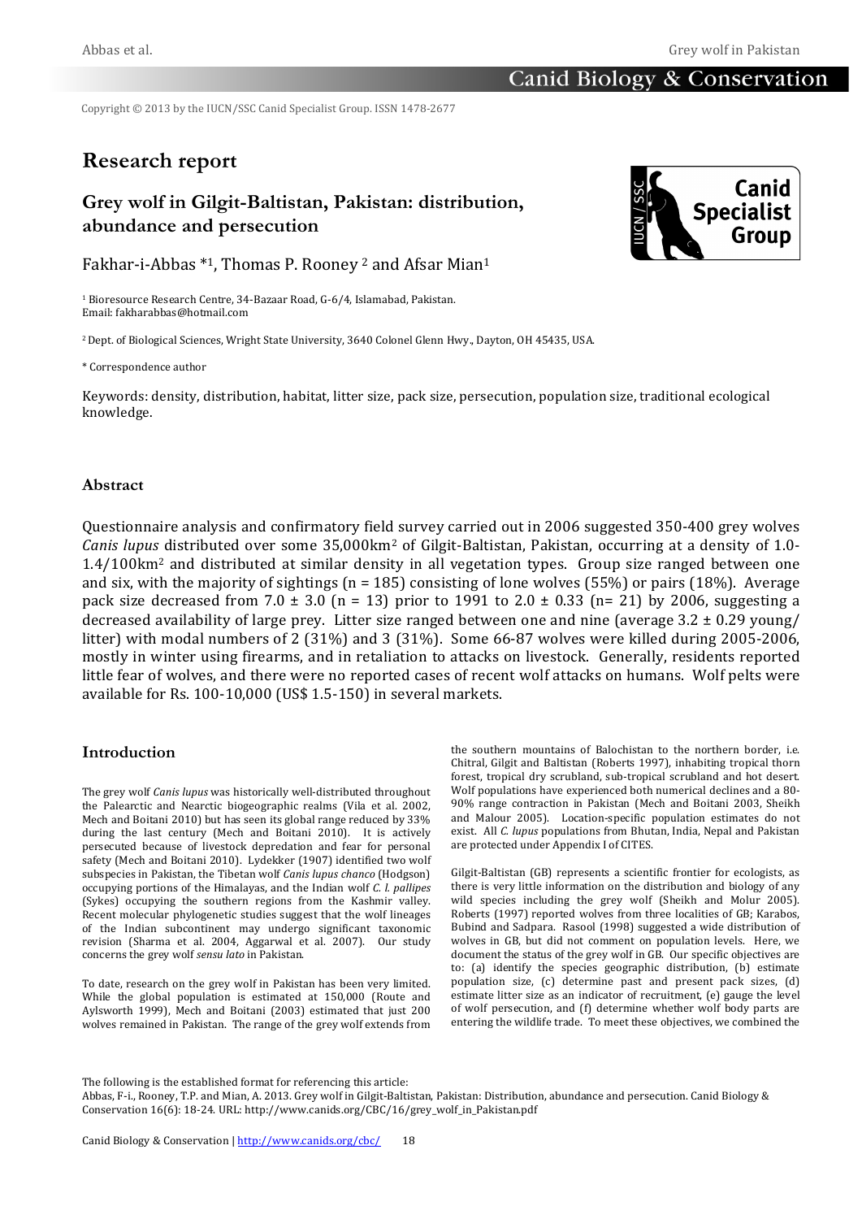Copyright © 2013 by the IUCN/SSC Canid Specialist Group. ISSN 1478-2677

# Research report

## Grey wolf in Gilgit-Baltistan, Pakistan: distribution, abundance and persecution

Fakhar-i-Abbas *[1], Thomas P. Rooney [2] and Afsar Mian[1]

[1] Bioresource Research Centre, 34-Bazaar Road, G-6/4, Islamabad, Pakistan. Email: fakharabbas@hotmail.com

[2] Dept. of Biological Sciences, Wright State University, 3640 Colonel Glenn Hwy., Dayton, OH 45435, USA.

* Correspondence author

Keywords: density, distribution, habitat, litter size, pack size, persecution, population size, traditional ecological knowledge.

### Abstract

Questionnaire analysis and confirmatory field survey carried out in 2006 suggested 350-400 grey wolves *Canis lupus* distributed over some 35,000km$^2$ of Gilgit-Baltistan, Pakistan, occurring at a density of 1.0-1.4/100km$^2$ and distributed at similar density in all vegetation types. Group size ranged between one and six, with the majority of sightings (n = 185) consisting of lone wolves (55%) or pairs (18%). Average pack size decreased from 7.0 ± 3.0 (n = 13) prior to 1991 to 2.0 ± 0.33 (n= 21) by 2006, suggesting a decreased availability of large prey. Litter size ranged between one and nine (average 3.2 ± 0.29 young/ litter) with modal numbers of 2 (31%) and 3 (31%). Some 66-87 wolves were killed during 2005-2006, mostly in winter using firearms, and in retaliation to attacks on livestock. Generally, residents reported little fear of wolves, and there were no reported cases of recent wolf attacks on humans. Wolf pelts were available for Rs. 100-10,000 (US$ 1.5-150) in several markets.

### Introduction

The grey wolf *Canis lupus* was historically well-distributed throughout the Palearctic and Nearctic biogeographic realms (Vila et al. 2002, Mech and Boitani 2010) but has seen its global range reduced by 33% during the last century (Mech and Boitani 2010). It is actively persecuted because of livestock depredation and fear for personal safety (Mech and Boitani 2010). Lydekker (1907) identified two wolf subspecies in Pakistan, the Tibetan wolf *Canis lupus chanco* (Hodgson) occupying portions of the Himalayas, and the Indian wolf *C. l. pallipes* (Sykes) occupying the southern regions from the Kashmir valley. Recent molecular phylogenetic studies suggest that the wolf lineages of the Indian subcontinent may undergo significant taxonomic revision (Sharma et al. 2004, Aggarwal et al. 2007). Our study concerns the grey wolf *sensu lato* in Pakistan.

To date, research on the grey wolf in Pakistan has been very limited. While the global population is estimated at 150,000 (Route and Aylsworth 1999), Mech and Boitani (2003) estimated that just 200 wolves remained in Pakistan. The range of the grey wolf extends from the southern mountains of Balochistan to the northern border, i.e. Chitral, Gilgit and Baltistan (Roberts 1997), inhabiting tropical thorn forest, tropical dry scrubland, sub-tropical scrubland and hot desert. Wolf populations have experienced both numerical declines and a 80-90% range contraction in Pakistan (Mech and Boitani 2003, Sheikh and Malour 2005). Location-specific population estimates do not exist. All *C. lupus* populations from Bhutan, India, Nepal and Pakistan are protected under Appendix I of CITES.

Gilgit-Baltistan (GB) represents a scientific frontier for ecologists, as there is very little information on the distribution and biology of any wild species including the grey wolf (Sheikh and Molur 2005). Roberts (1997) reported wolves from three localities of GB; Karabos, Bubind and Sadpara. Rasool (1998) suggested a wide distribution of wolves in GB, but did not comment on population levels. Here, we document the status of the grey wolf in GB. Our specific objectives are to: (a) identify the species geographic distribution, (b) estimate population size, (c) determine past and present pack sizes, (d) estimate litter size as an indicator of recruitment, (e) gauge the level of wolf persecution, and (f) determine whether wolf body parts are entering the wildlife trade. To meet these objectives, we combined the

The following is the established format for referencing this article:
Abbas, F-i., Rooney, T.P. and Mian, A. 2013. Grey wolf in Gilgit-Baltistan, Pakistan: Distribution, abundance and persecution. Canid Biology & Conservation 16(6): 18-24. URL: http://www.canids.org/CBC/16/grey_wolf_in_Pakistan.pdf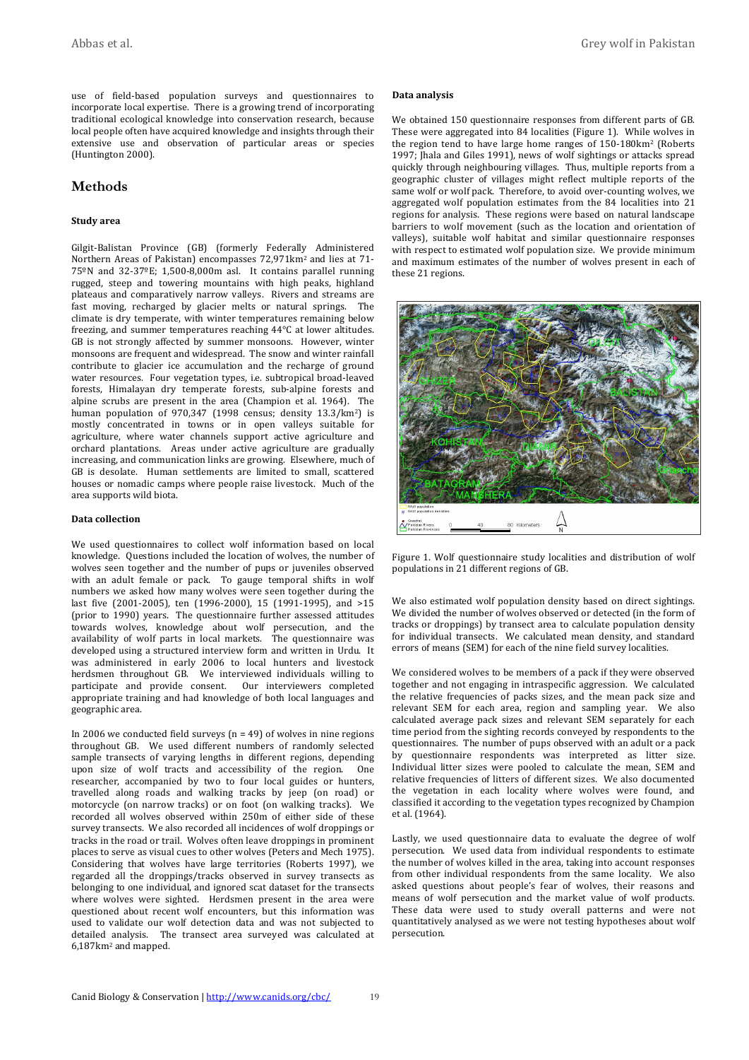use of field-based population surveys and questionnaires to incorporate local expertise. There is a growing trend of incorporating traditional ecological knowledge into conservation research, because local people often have acquired knowledge and insights through their extensive use and observation of particular areas or species (Huntington 2000).

# Methods

### Study area

Gilgit-Balistan Province (GB) (formerly Federally Administered Northern Areas of Pakistan) encompasses 72,971km² and lies at 71-75ºN and 32-37ºE; 1,500-8,000m asl. It contains parallel running rugged, steep and towering mountains with high peaks, highland plateaus and comparatively narrow valleys. Rivers and streams are fast moving, recharged by glacier melts or natural springs. The climate is dry temperate, with winter temperatures remaining below freezing, and summer temperatures reaching 44°C at lower altitudes. GB is not strongly affected by summer monsoons. However, winter monsoons are frequent and widespread. The snow and winter rainfall contribute to glacier ice accumulation and the recharge of ground water resources. Four vegetation types, i.e. subtropical broad-leaved forests, Himalayan dry temperate forests, sub-alpine forests and alpine scrubs are present in the area (Champion et al. 1964). The human population of 970,347 (1998 census; density 13.3/km²) is mostly concentrated in towns or in open valleys suitable for agriculture, where water channels support active agriculture and orchard plantations. Areas under active agriculture are gradually increasing, and communication links are growing. Elsewhere, much of GB is desolate. Human settlements are limited to small, scattered houses or nomadic camps where people raise livestock. Much of the area supports wild biota.

### Data collection

We used questionnaires to collect wolf information based on local knowledge. Questions included the location of wolves, the number of wolves seen together and the number of pups or juveniles observed with an adult female or pack. To gauge temporal shifts in wolf numbers we asked how many wolves were seen together during the last five (2001-2005), ten (1996-2000), 15 (1991-1995), and >15 (prior to 1990) years. The questionnaire further assessed attitudes towards wolves, knowledge about wolf persecution, and the availability of wolf parts in local markets. The questionnaire was developed using a structured interview form and written in Urdu. It was administered in early 2006 to local hunters and livestock herdsmen throughout GB. We interviewed individuals willing to participate and provide consent. Our interviewers completed appropriate training and had knowledge of both local languages and geographic area.

In 2006 we conducted field surveys (n = 49) of wolves in nine regions throughout GB. We used different numbers of randomly selected sample transects of varying lengths in different regions, depending upon size of wolf tracts and accessibility of the region. One researcher, accompanied by two to four local guides or hunters, travelled along roads and walking tracks by jeep (on road) or motorcycle (on narrow tracks) or on foot (on walking tracks). We recorded all wolves observed within 250m of either side of these survey transects. We also recorded all incidences of wolf droppings or tracks in the road or trail. Wolves often leave droppings in prominent places to serve as visual cues to other wolves (Peters and Mech 1975). Considering that wolves have large territories (Roberts 1997), we regarded all the droppings/tracks observed in survey transects as belonging to one individual, and ignored scat dataset for the transects where wolves were sighted. Herdsmen present in the area were questioned about recent wolf encounters, but this information was used to validate our wolf detection data and was not subjected to detailed analysis. The transect area surveyed was calculated at 6,187km² and mapped.

### Data analysis

We obtained 150 questionnaire responses from different parts of GB. These were aggregated into 84 localities (Figure 1). While wolves in the region tend to have large home ranges of 150-180km² (Roberts 1997; Jhala and Giles 1991), news of wolf sightings or attacks spread quickly through neighbouring villages. Thus, multiple reports from a geographic cluster of villages might reflect multiple reports of the same wolf or wolf pack. Therefore, to avoid over-counting wolves, we aggregated wolf population estimates from the 84 localities into 21 regions for analysis. These regions were based on natural landscape barriers to wolf movement (such as the location and orientation of valleys), suitable wolf habitat and similar questionnaire responses with respect to estimated wolf population size. We provide minimum and maximum estimates of the number of wolves present in each of these 21 regions.

Figure 1. Wolf questionnaire study localities and distribution of wolf populations in 21 different regions of GB.

We also estimated wolf population density based on direct sightings. We divided the number of wolves observed or detected (in the form of tracks or droppings) by transect area to calculate population density for individual transects. We calculated mean density, and standard errors of means (SEM) for each of the nine field survey localities.

We considered wolves to be members of a pack if they were observed together and not engaging in intraspecific aggression. We calculated the relative frequencies of packs sizes, and the mean pack size and relevant SEM for each area, region and sampling year. We also calculated average pack sizes and relevant SEM separately for each time period from the sighting records conveyed by respondents to the questionnaires. The number of pups observed with an adult or a pack by questionnaire respondents was interpreted as litter size. Individual litter sizes were pooled to calculate the mean, SEM and relative frequencies of litters of different sizes. We also documented the vegetation in each locality where wolves were found, and classified it according to the vegetation types recognized by Champion et al. (1964).

Lastly, we used questionnaire data to evaluate the degree of wolf persecution. We used data from individual respondents to estimate the number of wolves killed in the area, taking into account responses from other individual respondents from the same locality. We also asked questions about people's fear of wolves, their reasons and means of wolf persecution and the market value of wolf products. These data were used to study overall patterns and were not quantitatively analysed as we were not testing hypotheses about wolf persecution.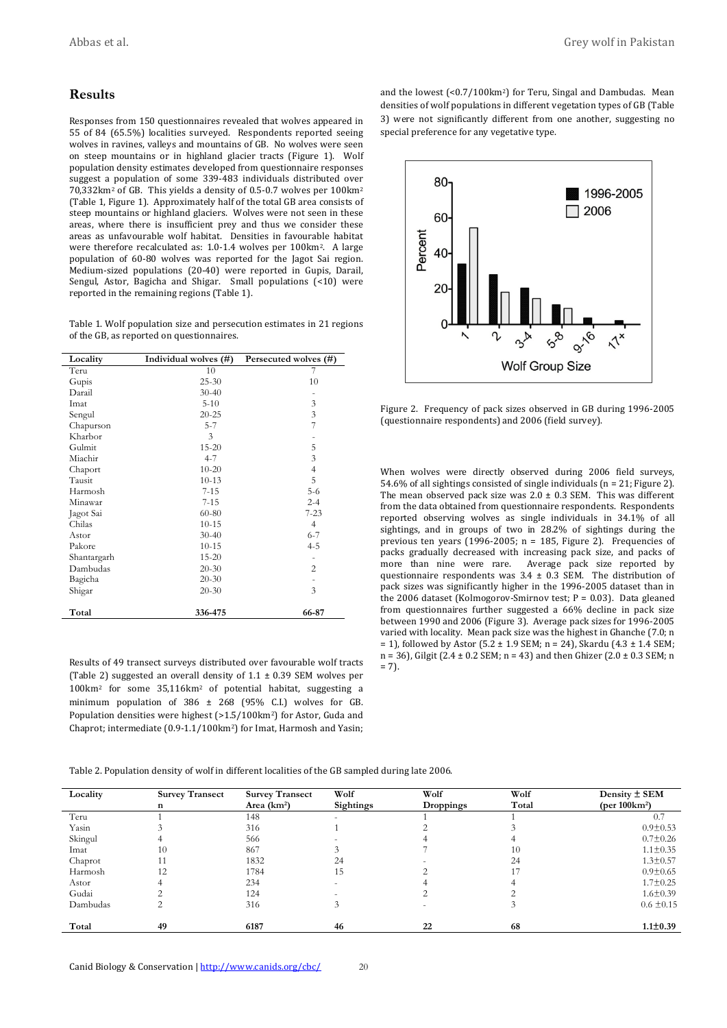## Results

Responses from 150 questionnaires revealed that wolves appeared in 55 of 84 (65.5%) localities surveyed. Respondents reported seeing wolves in ravines, valleys and mountains of GB. No wolves were seen on steep mountains or in highland glacier tracts (Figure 1). Wolf population density estimates developed from questionnaire responses suggest a population of some 339-483 individuals distributed over 70,332km$^2$ of GB. This yields a density of 0.5-0.7 wolves per 100km$^2$ (Table 1, Figure 1). Approximately half of the total GB area consists of steep mountains or highland glaciers. Wolves were not seen in these areas, where there is insufficient prey and thus we consider these areas as unfavourable wolf habitat. Densities in favourable habitat were therefore recalculated as: 1.0-1.4 wolves per 100km$^2$. A large population of 60-80 wolves was reported for the Jagot Sai region. Medium-sized populations (20-40) were reported in Gupis, Darail, Sengul, Astor, Bagicha and Shigar. Small populations (<10) were reported in the remaining regions (Table 1).

Table 1. Wolf population size and persecution estimates in 21 regions of the GB, as reported on questionnaires.

| Locality | Individual wolves (#) | Persecuted wolves (#) |
|---|---|---|
| Teru | 10 | 7 |
| Gupis | 25-30 | 10 |
| Darail | 30-40 | - |
| Imat | 5-10 | 3 |
| Sengul | 20-25 | 3 |
| Chapurson | 5-7 | 7 |
| Kharbor | 3 | - |
| Gulmit | 15-20 | 5 |
| Miachir | 4-7 | 3 |
| Chaport | 10-20 | 4 |
| Tausit | 10-13 | 5 |
| Harmosh | 7-15 | 5-6 |
| Minawar | 7-15 | 2-4 |
| Jagot Sai | 60-80 | 7-23 |
| Chilas | 10-15 | 4 |
| Astor | 30-40 | 6-7 |
| Pakore | 10-15 | 4-5 |
| Shantargarh | 15-20 | - |
| Dambudas | 20-30 | 2 |
| Bagicha | 20-30 | - |
| Shigar | 20-30 | 3 |
| **Total** | **336-475** | **66-87** |

Results of 49 transect surveys distributed over favourable wolf tracts (Table 2) suggested an overall density of 1.1 ± 0.39 SEM wolves per 100km$^2$ for some 35,116km$^2$ of potential habitat, suggesting a minimum population of 386 ± 268 (95% C.I.) wolves for GB. Population densities were highest (>1.5/100km$^2$) for Astor, Guda and Chaprot; intermediate (0.9-1.1/100km$^2$) for Imat, Harmosh and Yasin; and the lowest (<0.7/100km$^2$) for Teru, Singal and Dambudas. Mean densities of wolf populations in different vegetation types of GB (Table 3) were not significantly different from one another, suggesting no special preference for any vegetative type.

Figure 2. Frequency of pack sizes observed in GB during 1996-2005 (questionnaire respondents) and 2006 (field survey).

When wolves were directly observed during 2006 field surveys, 54.6% of all sightings consisted of single individuals (n = 21; Figure 2). The mean observed pack size was 2.0 ± 0.3 SEM. This was different from the data obtained from questionnaire respondents. Respondents reported observing wolves as single individuals in 34.1% of all sightings, and in groups of two in 28.2% of sightings during the previous ten years (1996-2005; n = 185, Figure 2). Frequencies of packs gradually decreased with increasing pack size, and packs of more than nine were rare. Average pack size reported by questionnaire respondents was 3.4 ± 0.3 SEM. The distribution of pack sizes was significantly higher in the 1996-2005 dataset than in the 2006 dataset (Kolmogorov-Smirnov test; P = 0.03). Data gleaned from questionnaires further suggested a 66% decline in pack size between 1990 and 2006 (Figure 3). Average pack sizes for 1996-2005 varied with locality. Mean pack size was the highest in Ghanche (7.0; n = 1), followed by Astor (5.2 ± 1.9 SEM; n = 24), Skardu (4.3 ± 1.4 SEM; n = 36), Gilgit (2.4 ± 0.2 SEM; n = 43) and then Ghizer (2.0 ± 0.3 SEM; n = 7).

Table 2. Population density of wolf in different localities of the GB sampled during late 2006.

| Locality | Survey Transect n | Survey Transect Area (km$^2$) | Wolf Sightings | Wolf Droppings | Wolf Total | Density ± SEM (per 100km$^2$) |
|---|---|---|---|---|---|---|
| Teru | 1 | 148 | - | 1 | 1 | 0.7 |
| Yasin | 3 | 316 | 1 | 2 | 3 | 0.9±0.53 |
| Skingul | 4 | 566 | - | 4 | 4 | 0.7±0.26 |
| Imat | 10 | 867 | 3 | 7 | 10 | 1.1±0.35 |
| Chaprot | 11 | 1832 | 24 | - | 24 | 1.3±0.57 |
| Harmosh | 12 | 1784 | 15 | 2 | 17 | 0.9±0.65 |
| Astor | 4 | 234 | - | 4 | 4 | 1.7±0.25 |
| Gudai | 2 | 124 | - | 2 | 2 | 1.6±0.39 |
| Dambudas | 2 | 316 | 3 | - | 3 | 0.6 ±0.15 |
| **Total** | **49** | **6187** | **46** | **22** | **68** | **1.1±0.39** |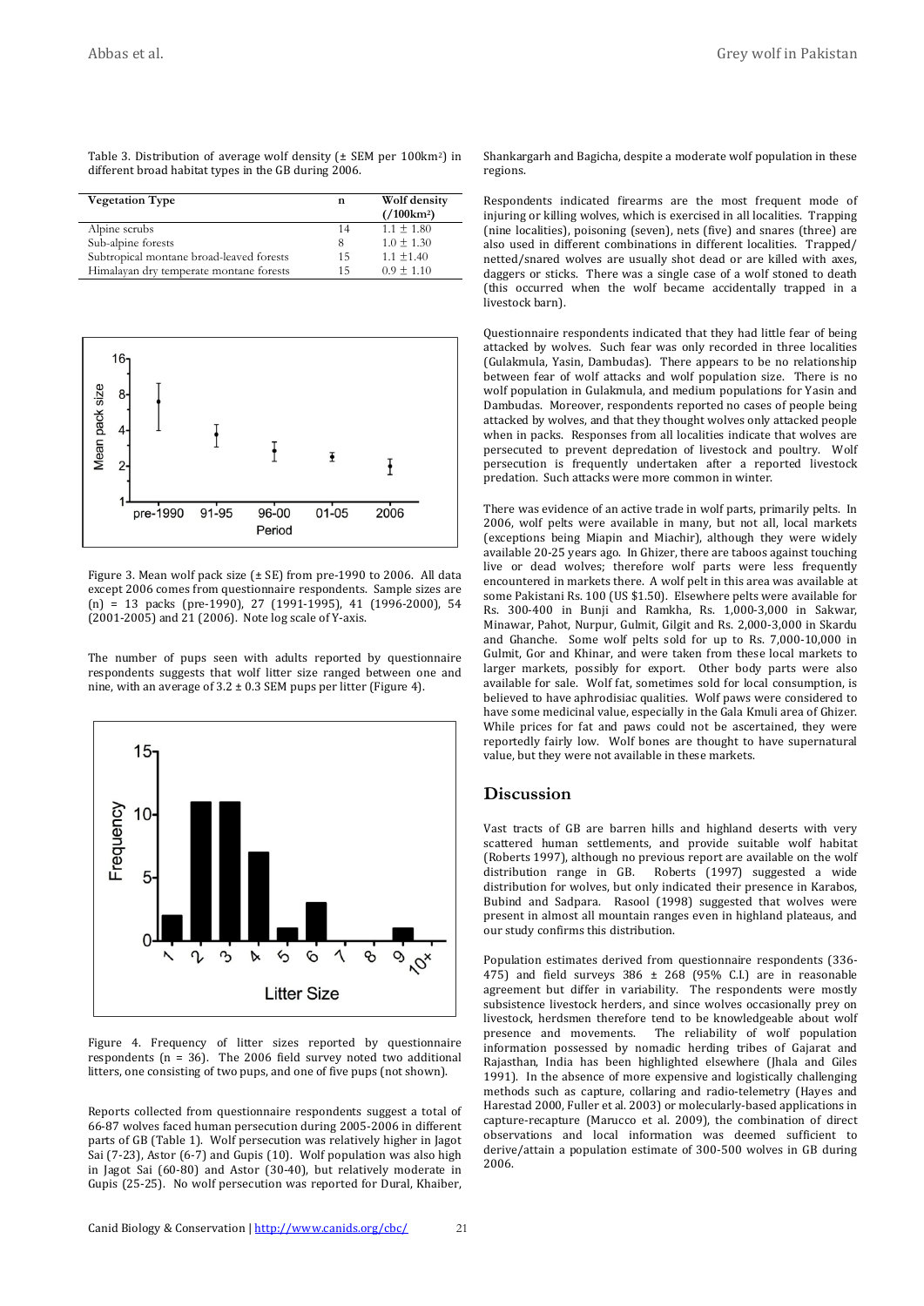Table 3. Distribution of average wolf density (± SEM per 100km$^2$) in different broad habitat types in the GB during 2006.

| Vegetation Type | n | Wolf density (/100km$^2$) |
|---|---|---|
| Alpine scrubs | 14 | 1.1 ± 1.80 |
| Sub-alpine forests | 8 | 1.0 ± 1.30 |
| Subtropical montane broad-leaved forests | 15 | 1.1 ±1.40 |
| Himalayan dry temperate montane forests | 15 | 0.9 ± 1.10 |

Figure 3. Mean wolf pack size (± SE) from pre-1990 to 2006. All data except 2006 comes from questionnaire respondents. Sample sizes are (n) = 13 packs (pre-1990), 27 (1991-1995), 41 (1996-2000), 54 (2001-2005) and 21 (2006). Note log scale of Y-axis.

The number of pups seen with adults reported by questionnaire respondents suggests that wolf litter size ranged between one and nine, with an average of 3.2 ± 0.3 SEM pups per litter (Figure 4).

Figure 4. Frequency of litter sizes reported by questionnaire respondents (n = 36). The 2006 field survey noted two additional litters, one consisting of two pups, and one of five pups (not shown).

Reports collected from questionnaire respondents suggest a total of 66-87 wolves faced human persecution during 2005-2006 in different parts of GB (Table 1). Wolf persecution was relatively higher in Jagot Sai (7-23), Astor (6-7) and Gupis (10). Wolf population was also high in Jagot Sai (60-80) and Astor (30-40), but relatively moderate in Gupis (25-25). No wolf persecution was reported for Dural, Khaiber, Shankargarh and Bagicha, despite a moderate wolf population in these regions.

Respondents indicated firearms are the most frequent mode of injuring or killing wolves, which is exercised in all localities. Trapping (nine localities), poisoning (seven), nets (five) and snares (three) are also used in different combinations in different localities. Trapped/ netted/snared wolves are usually shot dead or are killed with axes, daggers or sticks. There was a single case of a wolf stoned to death (this occurred when the wolf became accidentally trapped in a livestock barn).

Questionnaire respondents indicated that they had little fear of being attacked by wolves. Such fear was only recorded in three localities (Gulakmula, Yasin, Dambudas). There appears to be no relationship between fear of wolf attacks and wolf population size. There is no wolf population in Gulakmula, and medium populations for Yasin and Dambudas. Moreover, respondents reported no cases of people being attacked by wolves, and that they thought wolves only attacked people when in packs. Responses from all localities indicate that wolves are persecuted to prevent depredation of livestock and poultry. Wolf persecution is frequently undertaken after a reported livestock predation. Such attacks were more common in winter.

There was evidence of an active trade in wolf parts, primarily pelts. In 2006, wolf pelts were available in many, but not all, local markets (exceptions being Miapin and Miachir), although they were widely available 20-25 years ago. In Ghizer, there are taboos against touching live or dead wolves; therefore wolf parts were less frequently encountered in markets there. A wolf pelt in this area was available at some Pakistani Rs. 100 (US $1.50). Elsewhere pelts were available for Rs. 300-400 in Bunji and Ramkha, Rs. 1,000-3,000 in Sakwar, Minawar, Pahot, Nurpur, Gulmit, Gilgit and Rs. 2,000-3,000 in Skardu and Ghanche. Some wolf pelts sold for up to Rs. 7,000-10,000 in Gulmit, Gor and Khinar, and were taken from these local markets to larger markets, possibly for export. Other body parts were also available for sale. Wolf fat, sometimes sold for local consumption, is believed to have aphrodisiac qualities. Wolf paws were considered to have some medicinal value, especially in the Gala Kmuli area of Ghizer. While prices for fat and paws could not be ascertained, they were reportedly fairly low. Wolf bones are thought to have supernatural value, but they were not available in these markets.

## Discussion

Vast tracts of GB are barren hills and highland deserts with very scattered human settlements, and provide suitable wolf habitat (Roberts 1997), although no previous report are available on the wolf distribution range in GB. Roberts (1997) suggested a wide distribution for wolves, but only indicated their presence in Karabos, Bubind and Sadpara. Rasool (1998) suggested that wolves were present in almost all mountain ranges even in highland plateaus, and our study confirms this distribution.

Population estimates derived from questionnaire respondents (336-475) and field surveys 386 ± 268 (95% C.I.) are in reasonable agreement but differ in variability. The respondents were mostly subsistence livestock herders, and since wolves occasionally prey on livestock, herdsmen therefore tend to be knowledgeable about wolf presence and movements. The reliability of wolf population information possessed by nomadic herding tribes of Gajarat and Rajasthan, India has been highlighted elsewhere (Jhala and Giles 1991). In the absence of more expensive and logistically challenging methods such as capture, collaring and radio-telemetry (Hayes and Harestad 2000, Fuller et al. 2003) or molecularly-based applications in capture-recapture (Marucco et al. 2009), the combination of direct observations and local information was deemed sufficient to derive/attain a population estimate of 300-500 wolves in GB during 2006.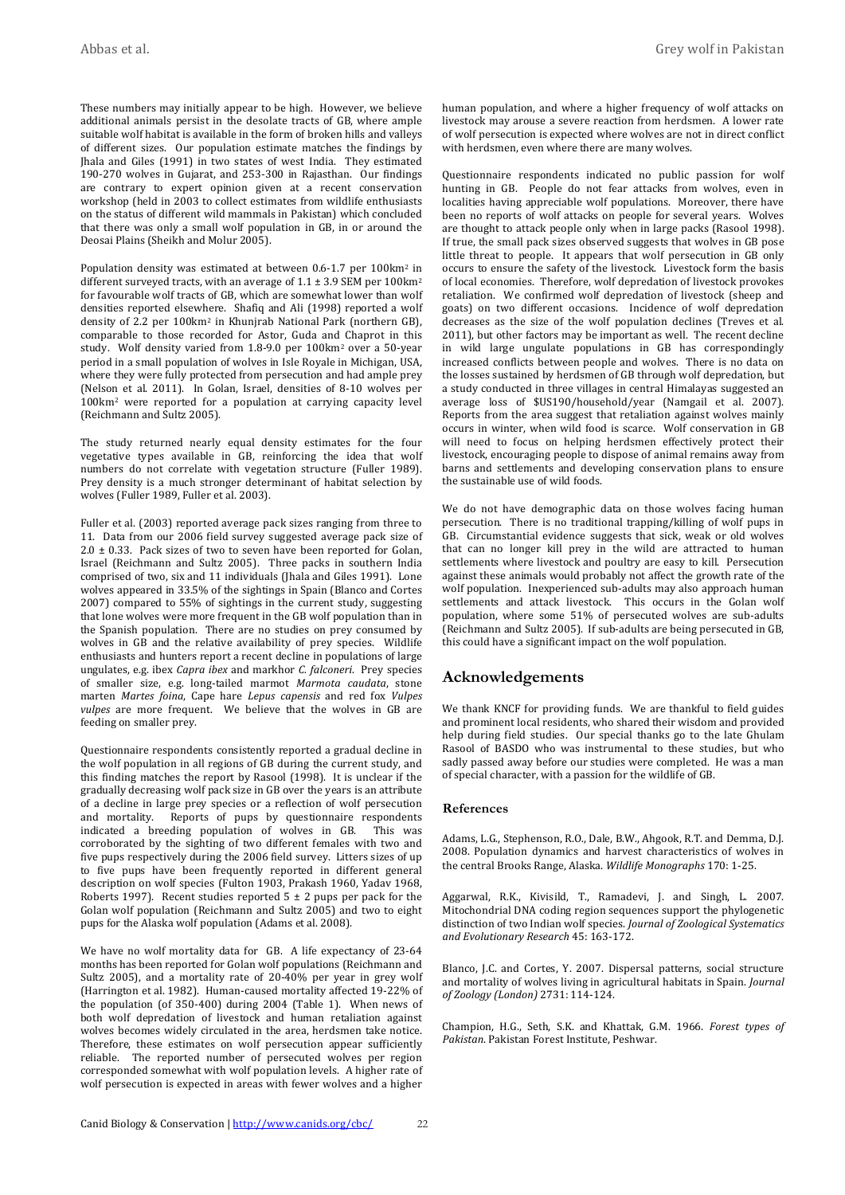These numbers may initially appear to be high. However, we believe additional animals persist in the desolate tracts of GB, where ample suitable wolf habitat is available in the form of broken hills and valleys of different sizes. Our population estimate matches the findings by Jhala and Giles (1991) in two states of west India. They estimated 190-270 wolves in Gujarat, and 253-300 in Rajasthan. Our findings are contrary to expert opinion given at a recent conservation workshop (held in 2003 to collect estimates from wildlife enthusiasts on the status of different wild mammals in Pakistan) which concluded that there was only a small wolf population in GB, in or around the Deosai Plains (Sheikh and Molur 2005).

Population density was estimated at between 0.6-1.7 per 100km$^2$ in different surveyed tracts, with an average of 1.1 ± 3.9 SEM per 100km$^2$ for favourable wolf tracts of GB, which are somewhat lower than wolf densities reported elsewhere. Shafiq and Ali (1998) reported a wolf density of 2.2 per 100km$^2$ in Khunjrab National Park (northern GB), comparable to those recorded for Astor, Guda and Chaprot in this study. Wolf density varied from 1.8-9.0 per 100km$^2$ over a 50-year period in a small population of wolves in Isle Royale in Michigan, USA, where they were fully protected from persecution and had ample prey (Nelson et al. 2011). In Golan, Israel, densities of 8-10 wolves per 100km$^2$ were reported for a population at carrying capacity level (Reichmann and Sultz 2005).

The study returned nearly equal density estimates for the four vegetative types available in GB, reinforcing the idea that wolf numbers do not correlate with vegetation structure (Fuller 1989). Prey density is a much stronger determinant of habitat selection by wolves (Fuller 1989, Fuller et al. 2003).

Fuller et al. (2003) reported average pack sizes ranging from three to 11. Data from our 2006 field survey suggested average pack size of 2.0 ± 0.33. Pack sizes of two to seven have been reported for Golan, Israel (Reichmann and Sultz 2005). Three packs in southern India comprised of two, six and 11 individuals (Jhala and Giles 1991). Lone wolves appeared in 33.5% of the sightings in Spain (Blanco and Cortes 2007) compared to 55% of sightings in the current study, suggesting that lone wolves were more frequent in the GB wolf population than in the Spanish population. There are no studies on prey consumed by wolves in GB and the relative availability of prey species. Wildlife enthusiasts and hunters report a recent decline in populations of large ungulates, e.g. ibex *Capra ibex* and markhor *C. falconeri*. Prey species of smaller size, e.g. long-tailed marmot *Marmota caudata*, stone marten *Martes foina*, Cape hare *Lepus capensis* and red fox *Vulpes vulpes* are more frequent. We believe that the wolves in GB are feeding on smaller prey.

Questionnaire respondents consistently reported a gradual decline in the wolf population in all regions of GB during the current study, and this finding matches the report by Rasool (1998). It is unclear if the gradually decreasing wolf pack size in GB over the years is an attribute of a decline in large prey species or a reflection of wolf persecution and mortality. Reports of pups by questionnaire respondents indicated a breeding population of wolves in GB. This was corroborated by the sighting of two different females with two and five pups respectively during the 2006 field survey. Litters sizes of up to five pups have been frequently reported in different general description on wolf species (Fulton 1903, Prakash 1960, Yadav 1968, Roberts 1997). Recent studies reported 5 ± 2 pups per pack for the Golan wolf population (Reichmann and Sultz 2005) and two to eight pups for the Alaska wolf population (Adams et al. 2008).

We have no wolf mortality data for GB. A life expectancy of 23-64 months has been reported for Golan wolf populations (Reichmann and Sultz 2005), and a mortality rate of 20-40% per year in grey wolf (Harrington et al. 1982). Human-caused mortality affected 19-22% of the population (of 350-400) during 2004 (Table 1). When news of both wolf depredation of livestock and human retaliation against wolves becomes widely circulated in the area, herdsmen take notice. Therefore, these estimates on wolf persecution appear sufficiently reliable. The reported number of persecuted wolves per region corresponded somewhat with wolf population levels. A higher rate of wolf persecution is expected in areas with fewer wolves and a higher human population, and where a higher frequency of wolf attacks on livestock may arouse a severe reaction from herdsmen. A lower rate of wolf persecution is expected where wolves are not in direct conflict with herdsmen, even where there are many wolves.

Questionnaire respondents indicated no public passion for wolf hunting in GB. People do not fear attacks from wolves, even in localities having appreciable wolf populations. Moreover, there have been no reports of wolf attacks on people for several years. Wolves are thought to attack people only when in large packs (Rasool 1998). If true, the small pack sizes observed suggests that wolves in GB pose little threat to people. It appears that wolf persecution in GB only occurs to ensure the safety of the livestock. Livestock form the basis of local economies. Therefore, wolf depredation of livestock provokes retaliation. We confirmed wolf depredation of livestock (sheep and goats) on two different occasions. Incidence of wolf depredation decreases as the size of the wolf population declines (Treves et al. 2011), but other factors may be important as well. The recent decline in wild large ungulate populations in GB has correspondingly increased conflicts between people and wolves. There is no data on the losses sustained by herdsmen of GB through wolf depredation, but a study conducted in three villages in central Himalayas suggested an average loss of $US190/household/year (Namgail et al. 2007). Reports from the area suggest that retaliation against wolves mainly occurs in winter, when wild food is scarce. Wolf conservation in GB will need to focus on helping herdsmen effectively protect their livestock, encouraging people to dispose of animal remains away from barns and settlements and developing conservation plans to ensure the sustainable use of wild foods.

We do not have demographic data on those wolves facing human persecution. There is no traditional trapping/killing of wolf pups in GB. Circumstantial evidence suggests that sick, weak or old wolves that can no longer kill prey in the wild are attracted to human settlements where livestock and poultry are easy to kill. Persecution against these animals would probably not affect the growth rate of the wolf population. Inexperienced sub-adults may also approach human settlements and attack livestock. This occurs in the Golan wolf population, where some 51% of persecuted wolves are sub-adults (Reichmann and Sultz 2005). If sub-adults are being persecuted in GB, this could have a significant impact on the wolf population.

## Acknowledgements

We thank KNCF for providing funds. We are thankful to field guides and prominent local residents, who shared their wisdom and provided help during field studies. Our special thanks go to the late Ghulam Rasool of BASDO who was instrumental to these studies, but who sadly passed away before our studies were completed. He was a man of special character, with a passion for the wildlife of GB.

### References

Adams, L.G., Stephenson, R.O., Dale, B.W., Ahgook, R.T. and Demma, D.J. 2008. Population dynamics and harvest characteristics of wolves in the central Brooks Range, Alaska. *Wildlife Monographs* 170: 1-25.

Aggarwal, R.K., Kivisild, T., Ramadevi, J. and Singh, L. 2007. Mitochondrial DNA coding region sequences support the phylogenetic distinction of two Indian wolf species. *Journal of Zoological Systematics and Evolutionary Research* 45: 163-172.

Blanco, J.C. and Cortes, Y. 2007. Dispersal patterns, social structure and mortality of wolves living in agricultural habitats in Spain. *Journal of Zoology (London)* 2731: 114-124.

Champion, H.G., Seth, S.K. and Khattak, G.M. 1966. *Forest types of Pakistan*. Pakistan Forest Institute, Peshwar.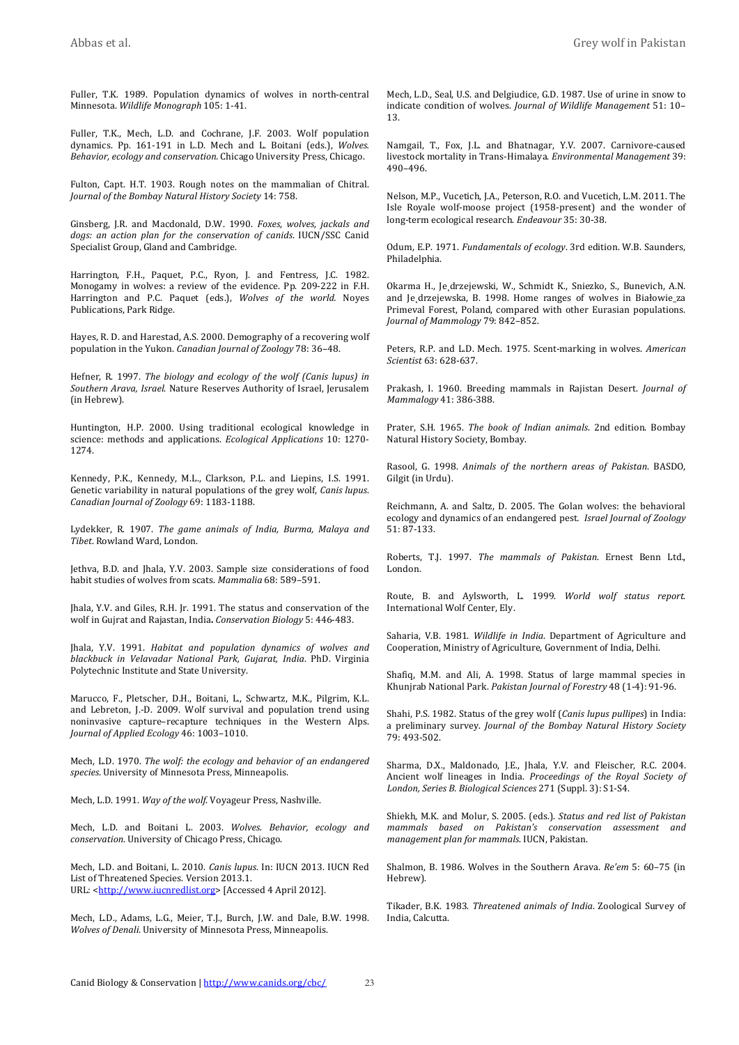Fuller, T.K. 1989. Population dynamics of wolves in north-central Minnesota. *Wildlife Monograph* 105: 1-41.

Fuller, T.K., Mech, L.D. and Cochrane, J.F. 2003. Wolf population dynamics. Pp. 161-191 in L.D. Mech and L. Boitani (eds.), *Wolves. Behavior, ecology and conservation.* Chicago University Press, Chicago.

Fulton, Capt. H.T. 1903. Rough notes on the mammalian of Chitral. *Journal of the Bombay Natural History Society* 14: 758.

Ginsberg, J.R. and Macdonald, D.W. 1990. *Foxes, wolves, jackals and dogs: an action plan for the conservation of canids*. IUCN/SSC Canid Specialist Group, Gland and Cambridge.

Harrington, F.H., Paquet, P.C., Ryon, J. and Fentress, J.C. 1982. Monogamy in wolves: a review of the evidence. Pp. 209-222 in F.H. Harrington and P.C. Paquet (eds.), *Wolves of the world.* Noyes Publications, Park Ridge.

Hayes, R. D. and Harestad, A.S. 2000. Demography of a recovering wolf population in the Yukon. *Canadian Journal of Zoology* 78: 36–48.

Hefner, R. 1997. *The biology and ecology of the wolf (Canis lupus) in Southern Arava, Israel.* Nature Reserves Authority of Israel, Jerusalem (in Hebrew).

Huntington, H.P. 2000. Using traditional ecological knowledge in science: methods and applications. *Ecological Applications* 10: 1270-1274.

Kennedy, P.K., Kennedy, M.L., Clarkson, P.L. and Liepins, I.S. 1991. Genetic variability in natural populations of the grey wolf, *Canis lupus*. *Canadian Journal of Zoology* 69: 1183-1188.

Lydekker, R. 1907. *The game animals of India, Burma, Malaya and Tibet*. Rowland Ward, London.

Jethva, B.D. and Jhala, Y.V. 2003. Sample size considerations of food habit studies of wolves from scats. *Mammalia* 68: 589–591.

Jhala, Y.V. and Giles, R.H. Jr. 1991. The status and conservation of the wolf in Gujrat and Rajastan, India. *Conservation Biology* 5: 446-483.

Jhala, Y.V. 1991. *Habitat and population dynamics of wolves and blackbuck in Velavadar National Park, Gujarat, India*. PhD. Virginia Polytechnic Institute and State University.

Marucco, F., Pletscher, D.H., Boitani, L., Schwartz, M.K., Pilgrim, K.L. and Lebreton, J.-D. 2009. Wolf survival and population trend using noninvasive capture–recapture techniques in the Western Alps. *Journal of Applied Ecology* 46: 1003–1010.

Mech, L.D. 1970. *The wolf: the ecology and behavior of an endangered species*. University of Minnesota Press, Minneapolis.

Mech, L.D. 1991. *Way of the wolf.* Voyageur Press, Nashville.

Mech, L.D. and Boitani L. 2003. *Wolves. Behavior, ecology and conservation*. University of Chicago Press, Chicago.

Mech, L.D. and Boitani, L. 2010. *Canis lupus*. In: IUCN 2013. IUCN Red List of Threatened Species. Version 2013.1. URL: <http://www.iucnredlist.org> [Accessed 4 April 2012].

Mech, L.D., Adams, L.G., Meier, T.J., Burch, J.W. and Dale, B.W. 1998. *Wolves of Denali*. University of Minnesota Press, Minneapolis.

Mech, L.D., Seal, U.S. and Delgiudice, G.D. 1987. Use of urine in snow to indicate condition of wolves. *Journal of Wildlife Management* 51: 10–13.

Namgail, T., Fox, J.L. and Bhatnagar, Y.V. 2007. Carnivore-caused livestock mortality in Trans-Himalaya. *Environmental Management* 39: 490–496.

Nelson, M.P., Vucetich, J.A., Peterson, R.O. and Vucetich, L.M. 2011. The Isle Royale wolf-moose project (1958-present) and the wonder of long-term ecological research. *Endeavour* 35: 30-38.

Odum, E.P. 1971. *Fundamentals of ecology*. 3rd edition. W.B. Saunders, Philadelphia.

Okarma H., Je̦drzejewski, W., Schmidt K., Sniezko, S., Bunevich, A.N. and Je̦drzejewska, B. 1998. Home ranges of wolves in Białowie̦za Primeval Forest, Poland, compared with other Eurasian populations. *Journal of Mammology* 79: 842–852.

Peters, R.P. and L.D. Mech. 1975. Scent-marking in wolves. *American Scientist* 63: 628-637.

Prakash, I. 1960. Breeding mammals in Rajistan Desert. *Journal of Mammology* 41: 386-388.

Prater, S.H. 1965. *The book of Indian animals*. 2nd edition. Bombay Natural History Society, Bombay.

Rasool, G. 1998. *Animals of the northern areas of Pakistan*. BASDO, Gilgit (in Urdu).

Reichmann, A. and Saltz, D. 2005. The Golan wolves: the behavioral ecology and dynamics of an endangered pest. *Israel Journal of Zoology* 51: 87-133.

Roberts, T.J. 1997. *The mammals of Pakistan*. Ernest Benn Ltd., London.

Route, B. and Aylsworth, L. 1999. *World wolf status report.* International Wolf Center, Ely.

Saharia, V.B. 1981. *Wildlife in India*. Department of Agriculture and Cooperation, Ministry of Agriculture, Government of India, Delhi.

Shafiq, M.M. and Ali, A. 1998. Status of large mammal species in Khunjrab National Park. *Pakistan Journal of Forestry* 48 (1-4): 91-96.

Shahi, P.S. 1982. Status of the grey wolf (*Canis lupus pullipes*) in India: a preliminary survey. *Journal of the Bombay Natural History Society* 79: 493-502.

Sharma, D.X., Maldonado, J.E., Jhala, Y.V. and Fleischer, R.C. 2004. Ancient wolf lineages in India. *Proceedings of the Royal Society of London, Series B. Biological Sciences* 271 (Suppl. 3): S1-S4.

Shiekh, M.K. and Molur, S. 2005. (eds.). *Status and red list of Pakistan mammals based on Pakistan's conservation assessment and management plan for mammals*. IUCN, Pakistan.

Shalmon, B. 1986. Wolves in the Southern Arava. *Re'em* 5: 60–75 (in Hebrew).

Tikader, B.K. 1983. *Threatened animals of India*. Zoological Survey of India, Calcutta.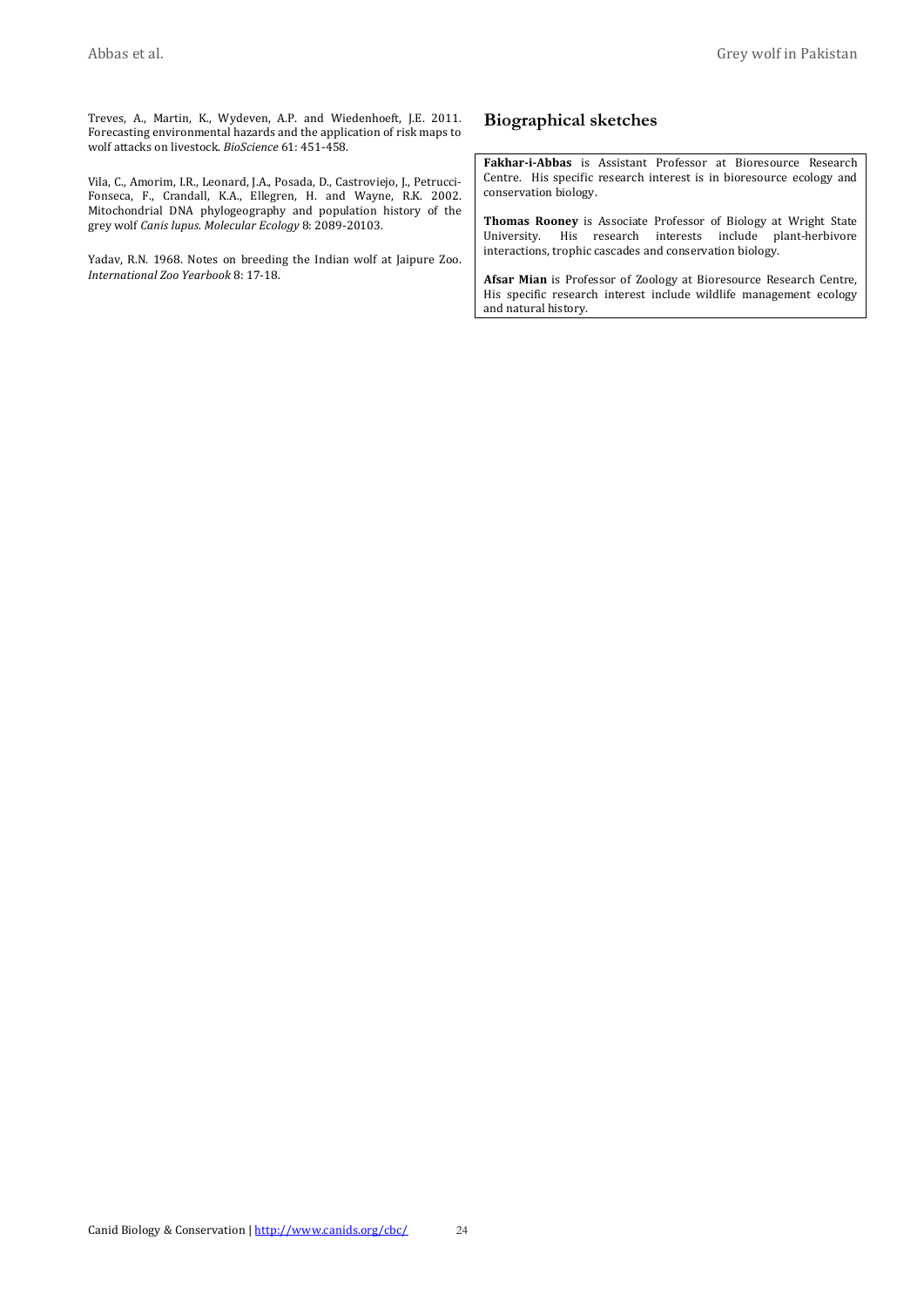Treves, A., Martin, K., Wydeven, A.P. and Wiedenhoeft, J.E. 2011. Forecasting environmental hazards and the application of risk maps to wolf attacks on livestock. *BioScience* 61: 451-458.

Vila, C., Amorim, I.R., Leonard, J.A., Posada, D., Castroviejo, J., Petrucci-Fonseca, F., Crandall, K.A., Ellegren, H. and Wayne, R.K. 2002. Mitochondrial DNA phylogeography and population history of the grey wolf *Canis lupus*. *Molecular Ecology* 8: 2089-20103.

Yadav, R.N. 1968. Notes on breeding the Indian wolf at Jaipure Zoo. *International Zoo Yearbook* 8: 17-18.

## Biographical sketches

**Fakhar-i-Abbas** is Assistant Professor at Bioresource Research Centre. His specific research interest is in bioresource ecology and conservation biology.

**Thomas Rooney** is Associate Professor of Biology at Wright State University. His research interests include plant-herbivore interactions, trophic cascades and conservation biology.

**Afsar Mian** is Professor of Zoology at Bioresource Research Centre, His specific research interest include wildlife management ecology and natural history.